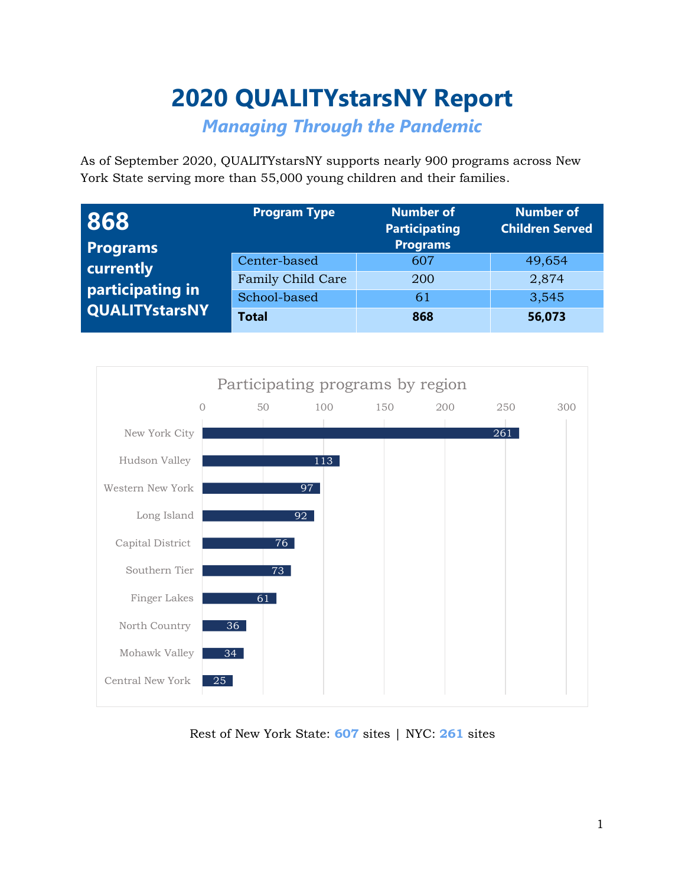# 2020 QUALITYstarsNY Report

## *Managing Through the Pandemic*

As of September 2020, QUALITYstarsNY supports nearly 900 programs across New York State serving more than 55,000 young children and their families.

**868 Programs currently participating in QUALITYstarsNY**

| Program Type | Number of Participating Programs | Number of Children Served |
|---|---|---|
| Center-based | 607 | 49,654 |
| Family Child Care | 200 | 2,874 |
| School-based | 61 | 3,545 |
| **Total** | **868** | **56,073** |

Participating programs by region

| Region | Programs |
|---|---|
| New York City | 261 |
| Hudson Valley | 113 |
| Western New York | 97 |
| Long Island | 92 |
| Capital District | 76 |
| Southern Tier | 73 |
| Finger Lakes | 61 |
| North Country | 36 |
| Mohawk Valley | 34 |
| Central New York | 25 |

Rest of New York State: **607** sites | NYC: **261** sites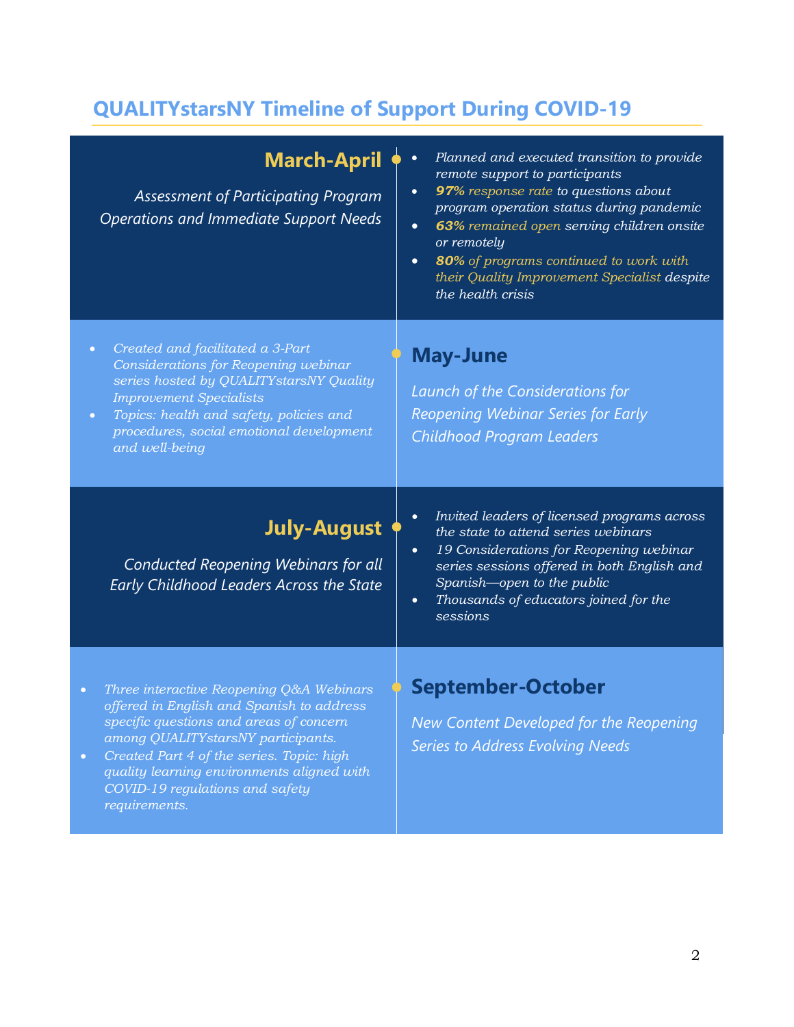## QUALITYstarsNY Timeline of Support During COVID-19

### March-April

*Assessment of Participating Program Operations and Immediate Support Needs*

- *Planned and executed transition to provide remote support to participants*
- ***97%** response rate to questions about program operation status during pandemic*
- ***63%** remained open serving children onsite or remotely*
- ***80%** of programs continued to work with their Quality Improvement Specialist despite the health crisis*

### May-June

*Launch of the Considerations for Reopening Webinar Series for Early Childhood Program Leaders*

- *Created and facilitated a 3-Part Considerations for Reopening webinar series hosted by QUALITYstarsNY Quality Improvement Specialists*
- *Topics: health and safety, policies and procedures, social emotional development and well-being*

### July-August

*Conducted Reopening Webinars for all Early Childhood Leaders Across the State*

- *Invited leaders of licensed programs across the state to attend series webinars*
- *19 Considerations for Reopening webinar series sessions offered in both English and Spanish—open to the public*
- *Thousands of educators joined for the sessions*

### September-October

*New Content Developed for the Reopening Series to Address Evolving Needs*

- *Three interactive Reopening Q&A Webinars offered in English and Spanish to address specific questions and areas of concern among QUALITYstarsNY participants.*
- *Created Part 4 of the series. Topic: high quality learning environments aligned with COVID-19 regulations and safety requirements.*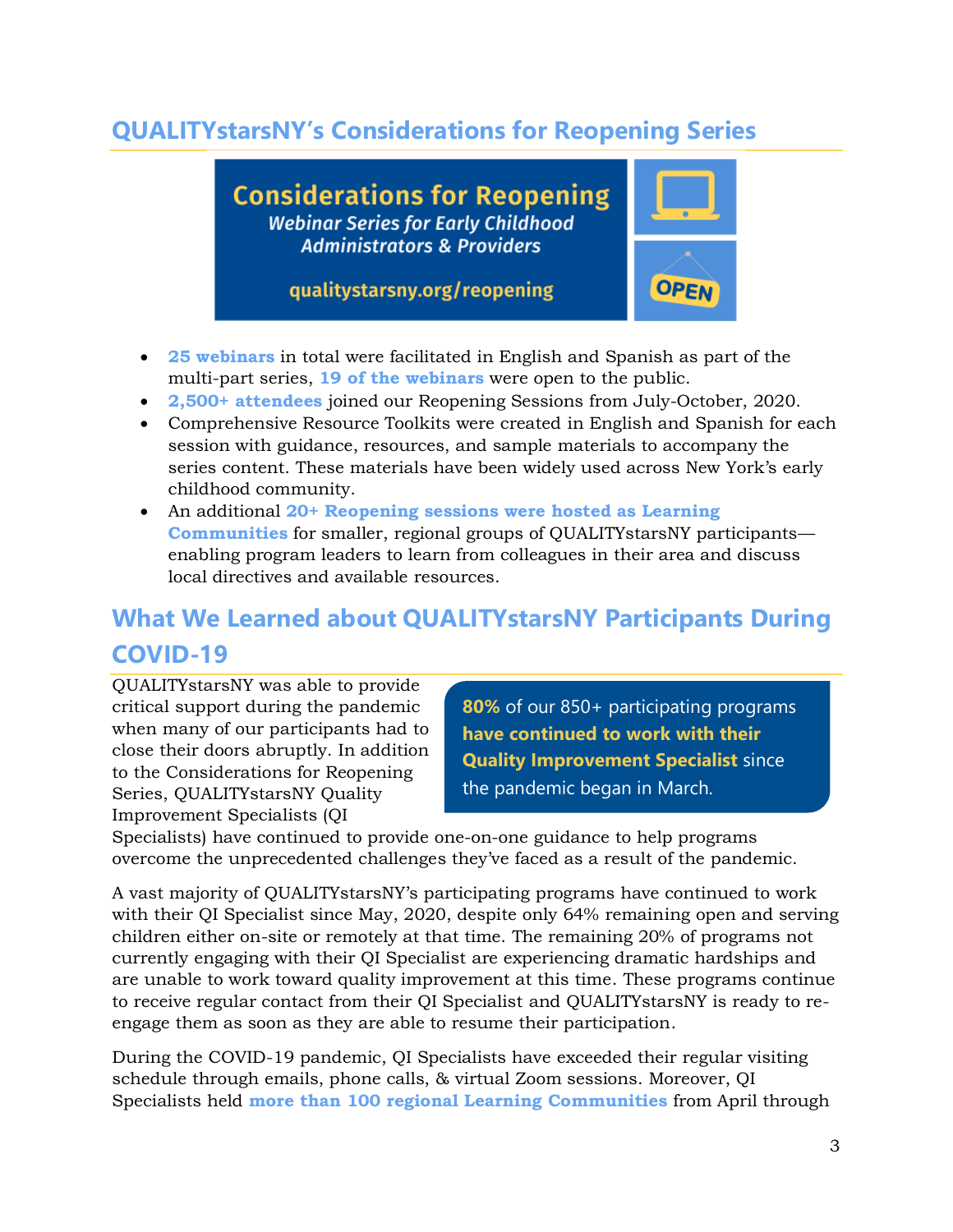## QUALITYstarsNY's Considerations for Reopening Series

**Considerations for Reopening**
*Webinar Series for Early Childhood Administrators & Providers*
qualitystarsny.org/reopening

- **25 webinars** in total were facilitated in English and Spanish as part of the multi-part series, **19 of the webinars** were open to the public.
- **2,500+ attendees** joined our Reopening Sessions from July-October, 2020.
- Comprehensive Resource Toolkits were created in English and Spanish for each session with guidance, resources, and sample materials to accompany the series content. These materials have been widely used across New York's early childhood community.
- An additional **20+ Reopening sessions were hosted as Learning Communities** for smaller, regional groups of QUALITYstarsNY participants—enabling program leaders to learn from colleagues in their area and discuss local directives and available resources.

## What We Learned about QUALITYstarsNY Participants During COVID-19

**80%** of our 850+ participating programs **have continued to work with their Quality Improvement Specialist** since the pandemic began in March.

QUALITYstarsNY was able to provide critical support during the pandemic when many of our participants had to close their doors abruptly. In addition to the Considerations for Reopening Series, QUALITYstarsNY Quality Improvement Specialists (QI Specialists) have continued to provide one-on-one guidance to help programs overcome the unprecedented challenges they've faced as a result of the pandemic.

A vast majority of QUALITYstarsNY's participating programs have continued to work with their QI Specialist since May, 2020, despite only 64% remaining open and serving children either on-site or remotely at that time. The remaining 20% of programs not currently engaging with their QI Specialist are experiencing dramatic hardships and are unable to work toward quality improvement at this time. These programs continue to receive regular contact from their QI Specialist and QUALITYstarsNY is ready to re-engage them as soon as they are able to resume their participation.

During the COVID-19 pandemic, QI Specialists have exceeded their regular visiting schedule through emails, phone calls, & virtual Zoom sessions. Moreover, QI Specialists held **more than 100 regional Learning Communities** from April through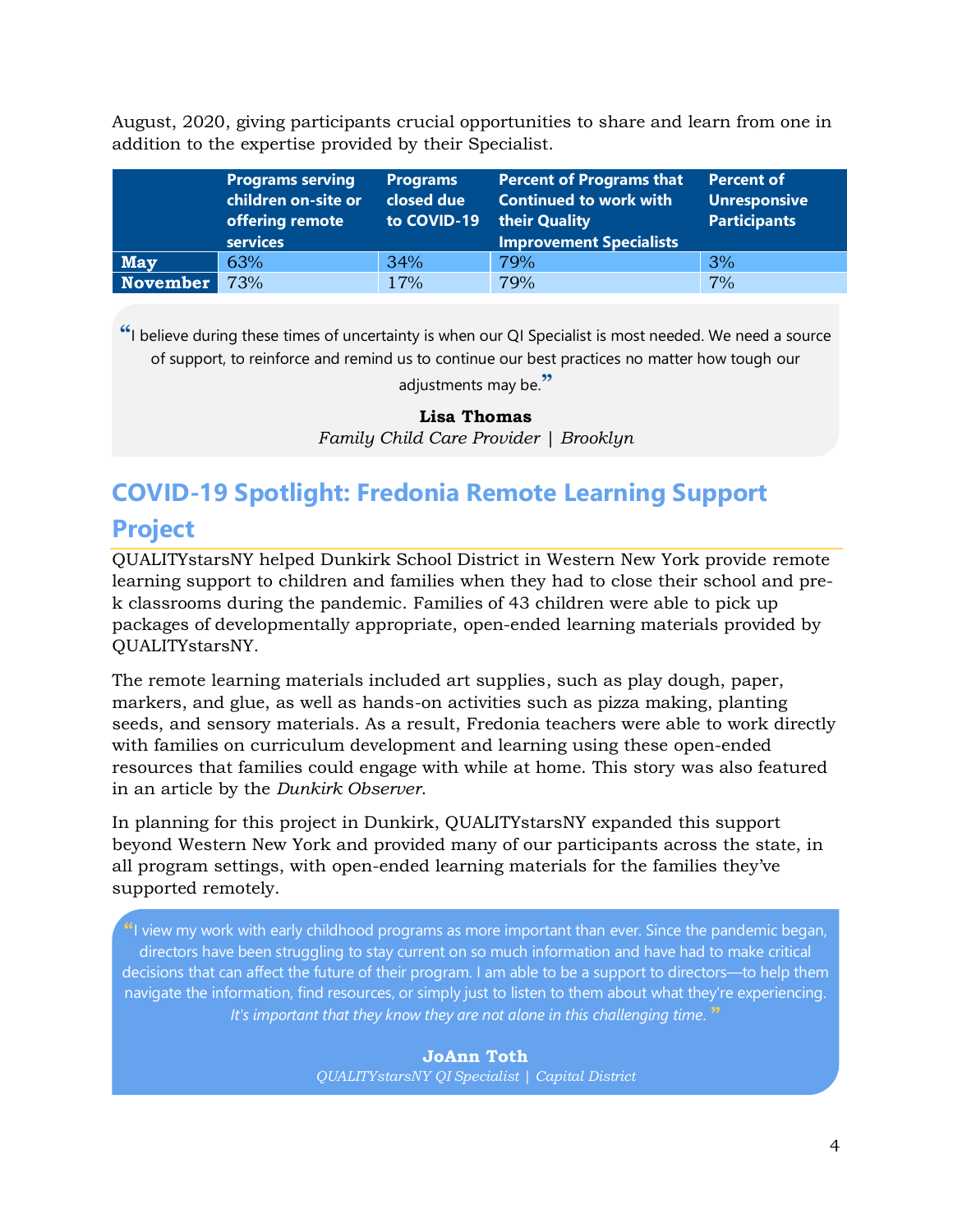August, 2020, giving participants crucial opportunities to share and learn from one in addition to the expertise provided by their Specialist.

| | Programs serving children on-site or offering remote services | Programs closed due to COVID-19 | Percent of Programs that Continued to work with their Quality Improvement Specialists | Percent of Unresponsive Participants |
|---|---|---|---|---|
| **May** | 63% | 34% | 79% | 3% |
| **November** | 73% | 17% | 79% | 7% |

> "I believe during these times of uncertainty is when our QI Specialist is most needed. We need a source of support, to reinforce and remind us to continue our best practices no matter how tough our adjustments may be."
>
> **Lisa Thomas**
> *Family Child Care Provider | Brooklyn*

## COVID-19 Spotlight: Fredonia Remote Learning Support Project

QUALITYstarsNY helped Dunkirk School District in Western New York provide remote learning support to children and families when they had to close their school and pre-k classrooms during the pandemic. Families of 43 children were able to pick up packages of developmentally appropriate, open-ended learning materials provided by QUALITYstarsNY.

The remote learning materials included art supplies, such as play dough, paper, markers, and glue, as well as hands-on activities such as pizza making, planting seeds, and sensory materials. As a result, Fredonia teachers were able to work directly with families on curriculum development and learning using these open-ended resources that families could engage with while at home. This story was also featured in an article by the *Dunkirk Observer*.

In planning for this project in Dunkirk, QUALITYstarsNY expanded this support beyond Western New York and provided many of our participants across the state, in all program settings, with open-ended learning materials for the families they've supported remotely.

> "I view my work with early childhood programs as more important than ever. Since the pandemic began, directors have been struggling to stay current on so much information and have had to make critical decisions that can affect the future of their program. I am able to be a support to directors—to help them navigate the information, find resources, or simply just to listen to them about what they're experiencing. *It's important that they know they are not alone in this challenging time.*"
>
> **JoAnn Toth**
> *QUALITYstarsNY QI Specialist | Capital District*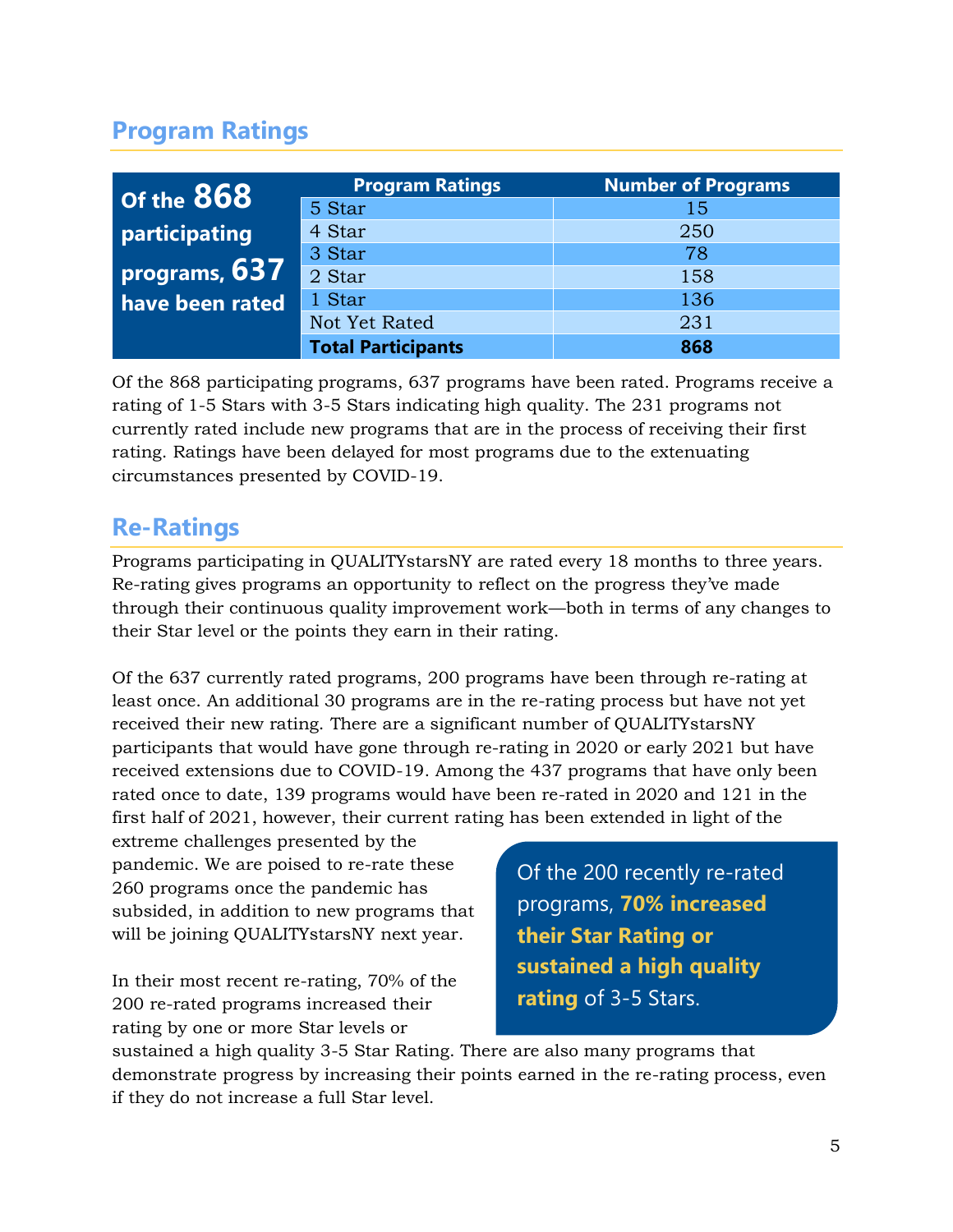## Program Ratings

**Of the 868 participating programs, 637 have been rated**

| Program Ratings | Number of Programs |
|---|---|
| 5 Star | 15 |
| 4 Star | 250 |
| 3 Star | 78 |
| 2 Star | 158 |
| 1 Star | 136 |
| Not Yet Rated | 231 |
| **Total Participants** | **868** |

Of the 868 participating programs, 637 programs have been rated. Programs receive a rating of 1-5 Stars with 3-5 Stars indicating high quality. The 231 programs not currently rated include new programs that are in the process of receiving their first rating. Ratings have been delayed for most programs due to the extenuating circumstances presented by COVID-19.

## Re-Ratings

Programs participating in QUALITYstarsNY are rated every 18 months to three years. Re-rating gives programs an opportunity to reflect on the progress they've made through their continuous quality improvement work—both in terms of any changes to their Star level or the points they earn in their rating.

Of the 637 currently rated programs, 200 programs have been through re-rating at least once. An additional 30 programs are in the re-rating process but have not yet received their new rating. There are a significant number of QUALITYstarsNY participants that would have gone through re-rating in 2020 or early 2021 but have received extensions due to COVID-19. Among the 437 programs that have only been rated once to date, 139 programs would have been re-rated in 2020 and 121 in the first half of 2021, however, their current rating has been extended in light of the extreme challenges presented by the pandemic. We are poised to re-rate these 260 programs once the pandemic has subsided, in addition to new programs that will be joining QUALITYstarsNY next year.

Of the 200 recently re-rated programs, **70% increased their Star Rating or sustained a high quality rating** of 3-5 Stars.

In their most recent re-rating, 70% of the 200 re-rated programs increased their rating by one or more Star levels or sustained a high quality 3-5 Star Rating. There are also many programs that demonstrate progress by increasing their points earned in the re-rating process, even if they do not increase a full Star level.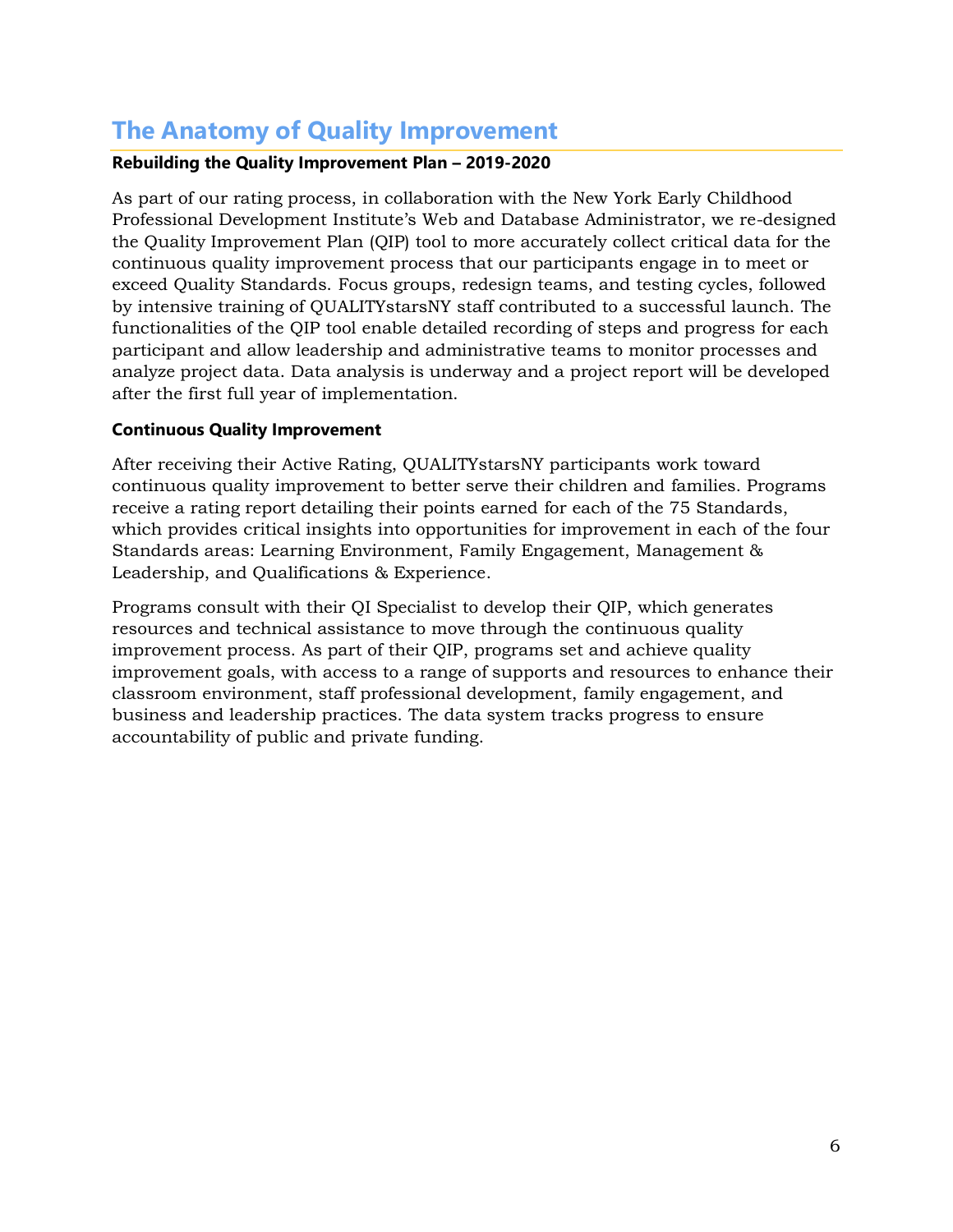# The Anatomy of Quality Improvement

### Rebuilding the Quality Improvement Plan – 2019-2020

As part of our rating process, in collaboration with the New York Early Childhood Professional Development Institute's Web and Database Administrator, we re-designed the Quality Improvement Plan (QIP) tool to more accurately collect critical data for the continuous quality improvement process that our participants engage in to meet or exceed Quality Standards. Focus groups, redesign teams, and testing cycles, followed by intensive training of QUALITYstarsNY staff contributed to a successful launch. The functionalities of the QIP tool enable detailed recording of steps and progress for each participant and allow leadership and administrative teams to monitor processes and analyze project data. Data analysis is underway and a project report will be developed after the first full year of implementation.

### Continuous Quality Improvement

After receiving their Active Rating, QUALITYstarsNY participants work toward continuous quality improvement to better serve their children and families. Programs receive a rating report detailing their points earned for each of the 75 Standards, which provides critical insights into opportunities for improvement in each of the four Standards areas: Learning Environment, Family Engagement, Management & Leadership, and Qualifications & Experience.

Programs consult with their QI Specialist to develop their QIP, which generates resources and technical assistance to move through the continuous quality improvement process. As part of their QIP, programs set and achieve quality improvement goals, with access to a range of supports and resources to enhance their classroom environment, staff professional development, family engagement, and business and leadership practices. The data system tracks progress to ensure accountability of public and private funding.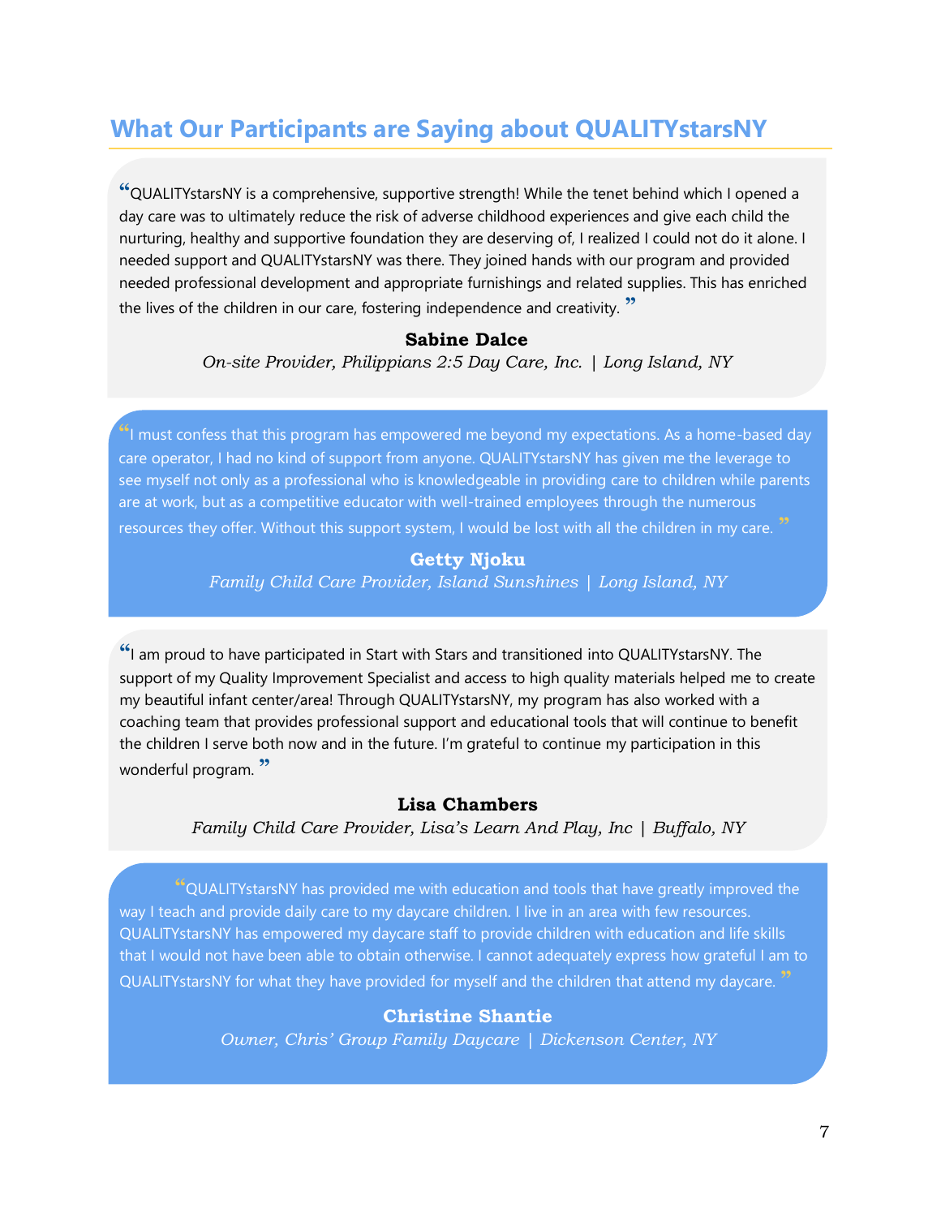## What Our Participants are Saying about QUALITYstarsNY

"QUALITYstarsNY is a comprehensive, supportive strength! While the tenet behind which I opened a day care was to ultimately reduce the risk of adverse childhood experiences and give each child the nurturing, healthy and supportive foundation they are deserving of, I realized I could not do it alone. I needed support and QUALITYstarsNY was there. They joined hands with our program and provided needed professional development and appropriate furnishings and related supplies. This has enriched the lives of the children in our care, fostering independence and creativity."

**Sabine Dalce**
*On-site Provider, Philippians 2:5 Day Care, Inc. | Long Island, NY*

"I must confess that this program has empowered me beyond my expectations. As a home-based day care operator, I had no kind of support from anyone. QUALITYstarsNY has given me the leverage to see myself not only as a professional who is knowledgeable in providing care to children while parents are at work, but as a competitive educator with well-trained employees through the numerous resources they offer. Without this support system, I would be lost with all the children in my care."

**Getty Njoku**
*Family Child Care Provider, Island Sunshines | Long Island, NY*

"I am proud to have participated in Start with Stars and transitioned into QUALITYstarsNY. The support of my Quality Improvement Specialist and access to high quality materials helped me to create my beautiful infant center/area! Through QUALITYstarsNY, my program has also worked with a coaching team that provides professional support and educational tools that will continue to benefit the children I serve both now and in the future. I'm grateful to continue my participation in this wonderful program."

**Lisa Chambers**
*Family Child Care Provider, Lisa's Learn And Play, Inc | Buffalo, NY*

"QUALITYstarsNY has provided me with education and tools that have greatly improved the way I teach and provide daily care to my daycare children. I live in an area with few resources. QUALITYstarsNY has empowered my daycare staff to provide children with education and life skills that I would not have been able to obtain otherwise. I cannot adequately express how grateful I am to QUALITYstarsNY for what they have provided for myself and the children that attend my daycare."

**Christine Shantie**
*Owner, Chris' Group Family Daycare | Dickenson Center, NY*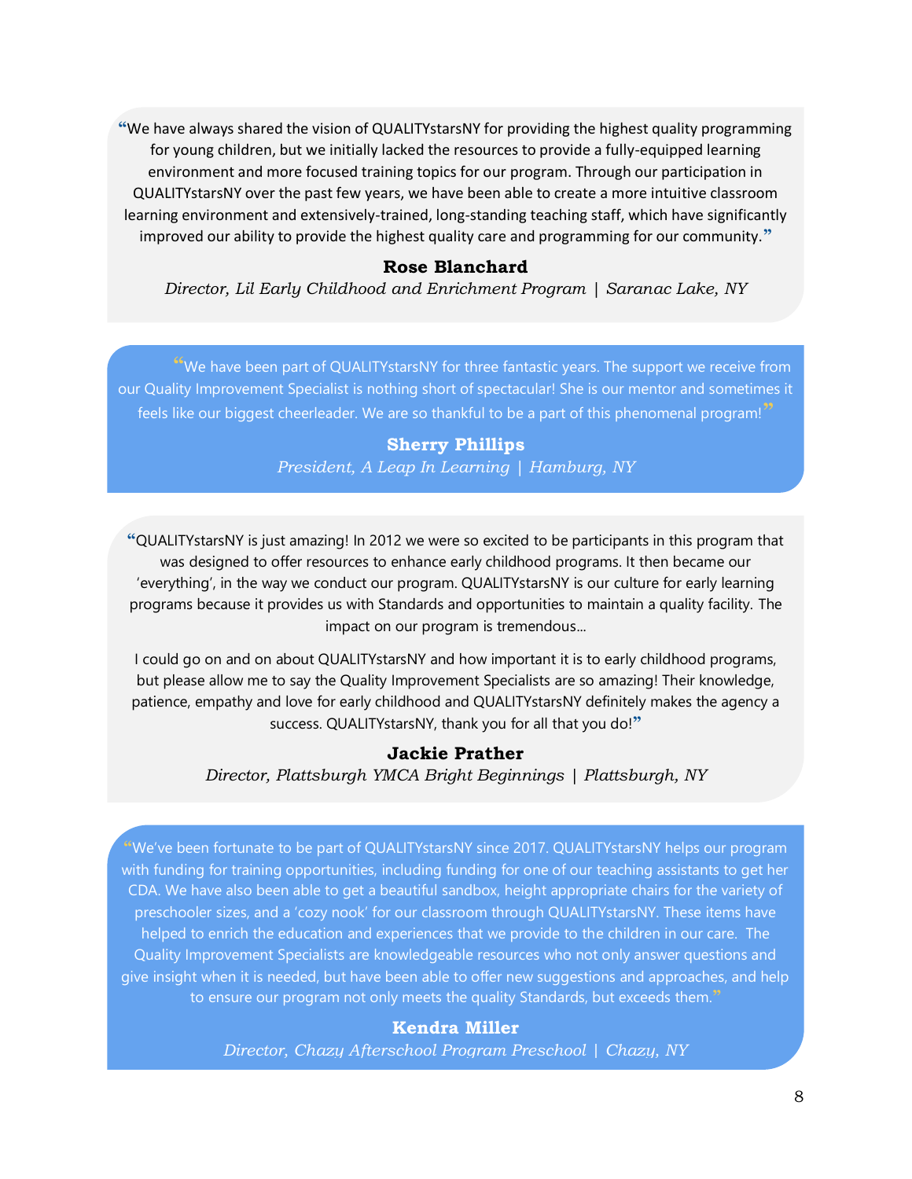"We have always shared the vision of QUALITYstarsNY for providing the highest quality programming for young children, but we initially lacked the resources to provide a fully-equipped learning environment and more focused training topics for our program. Through our participation in QUALITYstarsNY over the past few years, we have been able to create a more intuitive classroom learning environment and extensively-trained, long-standing teaching staff, which have significantly improved our ability to provide the highest quality care and programming for our community."

**Rose Blanchard**
*Director, Lil Early Childhood and Enrichment Program | Saranac Lake, NY*

"We have been part of QUALITYstarsNY for three fantastic years. The support we receive from our Quality Improvement Specialist is nothing short of spectacular! She is our mentor and sometimes it feels like our biggest cheerleader. We are so thankful to be a part of this phenomenal program!"

**Sherry Phillips**
*President, A Leap In Learning | Hamburg, NY*

"QUALITYstarsNY is just amazing! In 2012 we were so excited to be participants in this program that was designed to offer resources to enhance early childhood programs. It then became our 'everything', in the way we conduct our program. QUALITYstarsNY is our culture for early learning programs because it provides us with Standards and opportunities to maintain a quality facility. The impact on our program is tremendous...

I could go on and on about QUALITYstarsNY and how important it is to early childhood programs, but please allow me to say the Quality Improvement Specialists are so amazing! Their knowledge, patience, empathy and love for early childhood and QUALITYstarsNY definitely makes the agency a success. QUALITYstarsNY, thank you for all that you do!"

**Jackie Prather**
*Director, Plattsburgh YMCA Bright Beginnings | Plattsburgh, NY*

"We've been fortunate to be part of QUALITYstarsNY since 2017. QUALITYstarsNY helps our program with funding for training opportunities, including funding for one of our teaching assistants to get her CDA. We have also been able to get a beautiful sandbox, height appropriate chairs for the variety of preschooler sizes, and a 'cozy nook' for our classroom through QUALITYstarsNY. These items have helped to enrich the education and experiences that we provide to the children in our care. The Quality Improvement Specialists are knowledgeable resources who not only answer questions and give insight when it is needed, but have been able to offer new suggestions and approaches, and help to ensure our program not only meets the quality Standards, but exceeds them."

**Kendra Miller**
*Director, Chazy Afterschool Program Preschool | Chazy, NY*